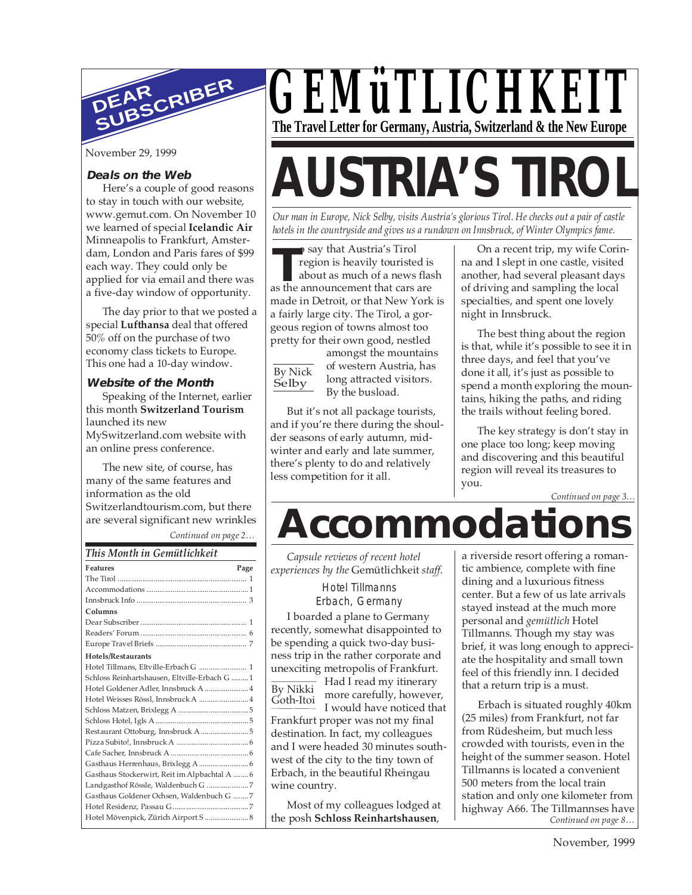# GEMüTLICHKEIT

**The Travel Letter for Germany, Austria, Switzerland & the New Europe**

# AUSTRIA'S TIROL

*Our man in Europe, Nick Selby, visits Austria's glorious Tirol. He checks out a pair of castle hotels in the countryside and gives us a rundown on Innsbruck, of Winter Olympics fame.*

By Nick Selby

To say that Austria's Tirol region is heavily touristed is about as much of a news flash as the announcement that cars are made in Detroit, or that New York is a fairly large city. The Tirol, a gorgeous region of towns almost too pretty for their own good, nestled amongst the mountains of western Austria, has long attracted visitors. By the busload.

But it's not all package tourists, and if you're there during the shoulder seasons of early autumn, midwinter and early and late summer, there's plenty to do and relatively less competition for it all.

On a recent trip, my wife Corinna and I slept in one castle, visited another, had several pleasant days of driving and sampling the local specialties, and spent one lovely night in Innsbruck.

The best thing about the region is that, while it's possible to see it in three days, and feel that you've done it all, it's just as possible to spend a month exploring the mountains, hiking the paths, and riding the trails without feeling bored.

The key strategy is don't stay in one place too long; keep moving and discovering and this beautiful region will reveal its treasures to you.

*Continued on page 3…*

## DEAR SUBSCRIBER

November 29, 1999

### Deals on the Web

Here's a couple of good reasons to stay in touch with our website, www.gemut.com. On November 10 we learned of special **Icelandic Air** Minneapolis to Frankfurt, Amsterdam, London and Paris fares of $99 each way. They could only be applied for via email and there was a five-day window of opportunity.

The day prior to that we posted a special **Lufthansa** deal that offered 50% off on the purchase of two economy class tickets to Europe. This one had a 10-day window.

### Website of the Month

Speaking of the Internet, earlier this month **Switzerland Tourism** launched its new MySwitzerland.com website with an online press conference.

The new site, of course, has many of the same features and information as the old Switzerlandtourism.com, but there are several significant new wrinkles

*Continued on page 2…*

### This Month in Gemütlichkeit

| Features | Page |
|---|---|
| The Tirol | 1 |
| Accommodations | 1 |
| Innsbruck Info | 3 |
| **Columns** | |
| Dear Subscriber | 1 |
| Readers' Forum | 6 |
| Europe Travel Briefs | 7 |
| **Hotels/Restaurants** | |
| Hotel Tillmans, Eltville-Erbach G | 1 |
| Schloss Reinhartshausen, Eltville-Erbach G | 1 |
| Hotel Goldener Adler, Innsbruck A | 4 |
| Hotel Weisses Rössl, Innsbruck A | 4 |
| Schloss Matzen, Brixlegg A | 5 |
| Schloss Hotel, Igls A | 5 |
| Restaurant Ottoburg, Innsbruck A | 5 |
| Pizza Subito!, Innsbruck A | 6 |
| Cafe Sacher, Innsbruck A | 6 |
| Gasthaus Herrenhaus, Brixlegg A | 6 |
| Gasthaus Stockerwirt, Reit im Alpbachtal A | 6 |
| Landgasthof Rössle, Waldenbuch G | 7 |
| Gasthaus Goldener Ochsen, Waldenbuch G | 7 |
| Hotel Residenz, Passau G | 7 |
| Hotel Mövenpick, Zürich Airport S | 8 |

# Accommodations

*Capsule reviews of recent hotel experiences by the* Gemütlichkeit *staff.*

### Hotel Tillmanns
### Erbach, Germany

By Nikki Goth-Itoi

I boarded a plane to Germany recently, somewhat disappointed to be spending a quick two-day business trip in the rather corporate and unexciting metropolis of Frankfurt. Had I read my itinerary more carefully, however, I would have noticed that Frankfurt proper was not my final destination. In fact, my colleagues and I were headed 30 minutes southwest of the city to the tiny town of Erbach, in the beautiful Rheingau wine country.

Most of my colleagues lodged at the posh **Schloss Reinhartshausen**, a riverside resort offering a romantic ambience, complete with fine dining and a luxurious fitness center. But a few of us late arrivals stayed instead at the much more personal and *gemütlich* Hotel Tillmanns. Though my stay was brief, it was long enough to appreciate the hospitality and small town feel of this friendly inn. I decided that a return trip is a must.

Erbach is situated roughly 40km (25 miles) from Frankfurt, not far from Rüdesheim, but much less crowded with tourists, even in the height of the summer season. Hotel Tillmanns is located a convenient 500 meters from the local train station and only one kilometer from highway A66. The Tillmannses have

*Continued on page 8…*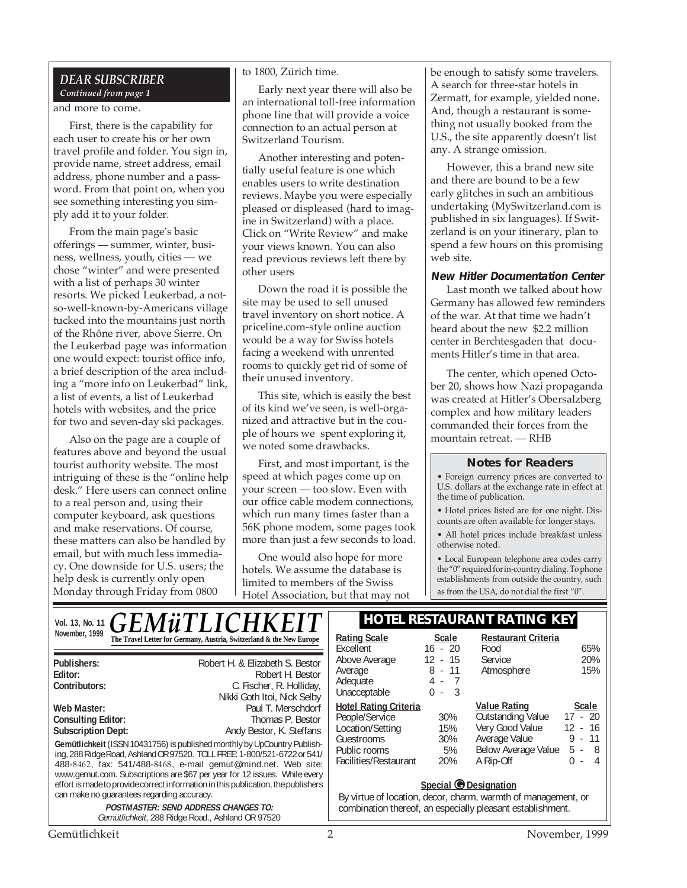## DEAR SUBSCRIBER

*Continued from page 1*

and more to come.

First, there is the capability for each user to create his or her own travel profile and folder. You sign in, provide name, street address, email address, phone number and a password. From that point on, when you see something interesting you simply add it to your folder.

From the main page's basic offerings — summer, winter, business, wellness, youth, cities — we chose "winter" and were presented with a list of perhaps 30 winter resorts. We picked Leukerbad, a not-so-well-known-by-Americans village tucked into the mountains just north of the Rhône river, above Sierre. On the Leukerbad page was information one would expect: tourist office info, a brief description of the area including a "more info on Leukerbad" link, a list of events, a list of Leukerbad hotels with websites, and the price for two and seven-day ski packages.

Also on the page are a couple of features above and beyond the usual tourist authority website. The most intriguing of these is the "online help desk." Here users can connect online to a real person and, using their computer keyboard, ask questions and make reservations. Of course, these matters can also be handled by email, but with much less immediacy. One downside for U.S. users; the help desk is currently only open Monday through Friday from 0800 to 1800, Zürich time.

Early next year there will also be an international toll-free information phone line that will provide a voice connection to an actual person at Switzerland Tourism.

Another interesting and potentially useful feature is one which enables users to write destination reviews. Maybe you were especially pleased or displeased (hard to imagine in Switzerland) with a place. Click on "Write Review" and make your views known. You can also read previous reviews left there by other users

Down the road it is possible the site may be used to sell unused travel inventory on short notice. A priceline.com-style online auction would be a way for Swiss hotels facing a weekend with unrented rooms to quickly get rid of some of their unused inventory.

This site, which is easily the best of its kind we've seen, is well-organized and attractive but in the couple of hours we spent exploring it, we noted some drawbacks.

First, and most important, is the speed at which pages come up on your screen — too slow. Even with our office cable modem connections, which run many times faster than a 56K phone modem, some pages took more than just a few seconds to load.

One would also hope for more hotels. We assume the database is limited to members of the Swiss Hotel Association, but that may not be enough to satisfy some travelers. A search for three-star hotels in Zermatt, for example, yielded none. And, though a restaurant is something not usually booked from the U.S., the site apparently doesn't list any. A strange omission.

However, this a brand new site and there are bound to be a few early glitches in such an ambitious undertaking (MySwitzerland.com is published in six languages). If Switzerland is on your itinerary, plan to spend a few hours on this promising web site.

### New Hitler Documentation Center

Last month we talked about how Germany has allowed few reminders of the war. At that time we hadn't heard about the new $2.2 million center in Berchtesgaden that documents Hitler's time in that area.

The center, which opened October 20, shows how Nazi propaganda was created at Hitler's Obersalzberg complex and how military leaders commanded their forces from the mountain retreat. — RHB

### Notes for Readers

- Foreign currency prices are converted to U.S. dollars at the exchange rate in effect at the time of publication.
- Hotel prices listed are for one night. Discounts are often available for longer stays.
- All hotel prices include breakfast unless otherwise noted.
- Local European telephone area codes carry the "0" required for in-country dialing. To phone establishments from outside the country, such as from the USA, do not dial the first "0".

---

Vol. 13, No. 11
November, 1999

# GEMüTLICHKEIT

**The Travel Letter for Germany, Austria, Switzerland & the New Europe**

| | |
|---|---|
| **Publishers:** | Robert H. & Elizabeth S. Bestor |
| **Editor:** | Robert H. Bestor |
| **Contributors:** | C. Fischer, R. Holliday, Nikki Goth Itoi, Nick Selby |
| **Web Master:** | Paul T. Merschdorf |
| **Consulting Editor:** | Thomas P. Bestor |
| **Subscription Dept:** | Andy Bestor, K. Steffans |

**Gemütlichkeit** (ISSN 10431756) is published monthly by UpCountry Publishing, 288 Ridge Road, Ashland OR 97520. TOLL FREE: 1-800/521-6722 or 541/488-8462, fax: 541/488-8468, e-mail gemut@mind.net. Web site: www.gemut.com. Subscriptions are $67 per year for 12 issues. While every effort is made to provide correct information in this publication, the publishers can make no guarantees regarding accuracy.

**POSTMASTER: SEND ADDRESS CHANGES TO:**
*Gemütlichkeit*, 288 Ridge Road., Ashland OR 97520

## HOTEL RESTAURANT RATING KEY

| Rating Scale | Scale |
|---|---|
| Excellent | 16 - 20 |
| Above Average | 12 - 15 |
| Average | 8 - 11 |
| Adequate | 4 - 7 |
| Unacceptable | 0 - 3 |

| Restaurant Criteria | |
|---|---|
| Food | 65% |
| Service | 20% |
| Atmosphere | 15% |

| Hotel Rating Criteria | |
|---|---|
| People/Service | 30% |
| Location/Setting | 15% |
| Guestrooms | 30% |
| Public rooms | 5% |
| Facilities/Restaurant | 20% |

| Value Rating | Scale |
|---|---|
| Outstanding Value | 17 - 20 |
| Very Good Value | 12 - 16 |
| Average Value | 9 - 11 |
| Below Average Value | 5 - 8 |
| A Rip-Off | 0 - 4 |

**Special G Designation**

By virtue of location, decor, charm, warmth of management, or combination thereof, an especially pleasant establishment.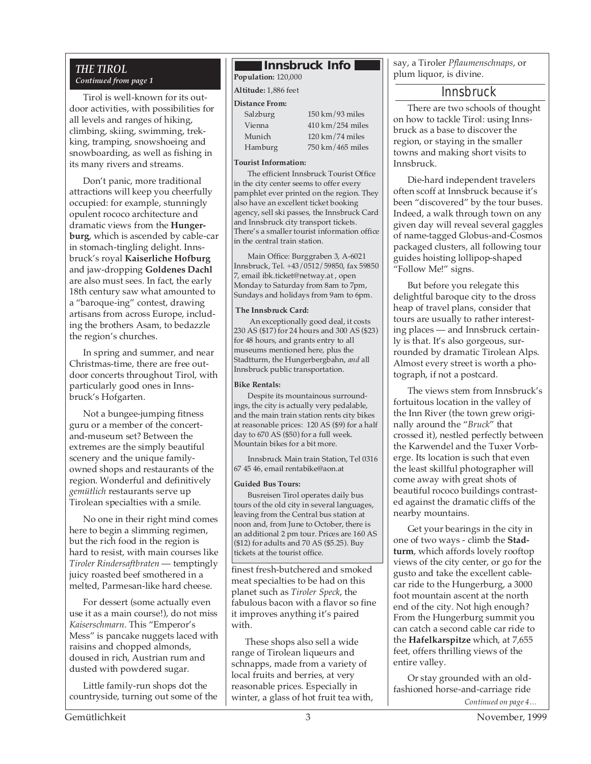## THE TIROL

*Continued from page 1*

Tirol is well-known for its outdoor activities, with possibilities for all levels and ranges of hiking, climbing, skiing, swimming, trekking, tramping, snowshoeing and snowboarding, as well as fishing in its many rivers and streams.

Don't panic, more traditional attractions will keep you cheerfully occupied: for example, stunningly opulent rococo architecture and dramatic views from the **Hungerburg**, which is ascended by cable-car in stomach-tingling delight. Innsbruck's royal **Kaiserliche Hofburg** and jaw-dropping **Goldenes Dachl** are also must sees. In fact, the early 18th century saw what amounted to a "baroque-ing" contest, drawing artisans from across Europe, including the brothers Asam, to bedazzle the region's churches.

In spring and summer, and near Christmas-time, there are free outdoor concerts throughout Tirol, with particularly good ones in Innsbruck's Hofgarten.

Not a bungee-jumping fitness guru or a member of the concert-and-museum set? Between the extremes are the simply beautiful scenery and the unique family-owned shops and restaurants of the region. Wonderful and definitively *gemütlich* restaurants serve up Tirolean specialties with a smile.

No one in their right mind comes here to begin a slimming regimen, but the rich food in the region is hard to resist, with main courses like *Tiroler Rindersaftbraten* — temptingly juicy roasted beef smothered in a melted, Parmesan-like hard cheese.

For dessert (some actually even use it as a main course!), do not miss *Kaiserschmarn*. This "Emperor's Mess" is pancake nuggets laced with raisins and chopped almonds, doused in rich, Austrian rum and dusted with powdered sugar.

Little family-run shops dot the countryside, turning out some of the finest fresh-butchered and smoked meat specialties to be had on this planet such as *Tiroler Speck*, the fabulous bacon with a flavor so fine it improves anything it's paired with.

These shops also sell a wide range of Tirolean liqueurs and schnapps, made from a variety of local fruits and berries, at very reasonable prices. Especially in winter, a glass of hot fruit tea with, say, a Tiroler *Pflaumenschnaps*, or plum liquor, is divine.

### Innsbruck Info

**Population:** 120,000

**Altitude:** 1,886 feet

**Distance From:**

| | |
|---|---|
| Salzburg | 150 km/93 miles |
| Vienna | 410 km/254 miles |
| Munich | 120 km/74 miles |
| Hamburg | 750 km/465 miles |

**Tourist Information:**

The efficient Innsbruck Tourist Office in the city center seems to offer every pamphlet ever printed on the region. They also have an excellent ticket booking agency, sell ski passes, the Innsbruck Card and Innsbruck city transport tickets. There's a smaller tourist information office in the central train station.

Main Office: Burggraben 3, A-6021 Innsbruck, Tel. +43/0512/59850, fax 59850 7, email ibk.ticket@netway.at , open Monday to Saturday from 8am to 7pm, Sundays and holidays from 9am to 6pm.

**The Innsbruck Card:**

An exceptionally good deal, it costs 230 AS ($17) for 24 hours and 300 AS ($23) for 48 hours, and grants entry to all museums mentioned here, plus the Stadtturm, the Hungerbergbahn, *and* all Innsbruck public transportation.

**Bike Rentals:**

Despite its mountainous surroundings, the city is actually very pedalable, and the main train station rents city bikes at reasonable prices: 120 AS ($9) for a half day to 670 AS ($50) for a full week. Mountain bikes for a bit more.

Innsbruck Main train Station, Tel 0316 67 45 46, email rentabike@aon.at

**Guided Bus Tours:**

Busreisen Tirol operates daily bus tours of the old city in several languages, leaving from the Central bus station at noon and, from June to October, there is an additional 2 pm tour. Prices are 160 AS ($12) for adults and 70 AS ($5.25). Buy tickets at the tourist office.

## Innsbruck

There are two schools of thought on how to tackle Tirol: using Innsbruck as a base to discover the region, or staying in the smaller towns and making short visits to Innsbruck.

Die-hard independent travelers often scoff at Innsbruck because it's been "discovered" by the tour buses. Indeed, a walk through town on any given day will reveal several gaggles of name-tagged Globus-and-Cosmos packaged clusters, all following tour guides hoisting lollipop-shaped "Follow Me!" signs.

But before you relegate this delightful baroque city to the dross heap of travel plans, consider that tours are usually to rather interesting places — and Innsbruck certainly is that. It's also gorgeous, surrounded by dramatic Tirolean Alps. Almost every street is worth a photograph, if not a postcard.

The views stem from Innsbruck's fortuitous location in the valley of the Inn River (the town grew originally around the "*Bruck*" that crossed it), nestled perfectly between the Karwendel and the Tuxer Vorberge. Its location is such that even the least skillful photographer will come away with great shots of beautiful rococo buildings contrasted against the dramatic cliffs of the nearby mountains.

Get your bearings in the city in one of two ways - climb the **Stadturm**, which affords lovely rooftop views of the city center, or go for the gusto and take the excellent cable-car ride to the Hungerburg, a 3000 foot mountain ascent at the north end of the city. Not high enough? From the Hungerburg summit you can catch a second cable car ride to the **Hafelkarspitze** which, at 7,655 feet, offers thrilling views of the entire valley.

Or stay grounded with an old-fashioned horse-and-carriage ride

*Continued on page 4…*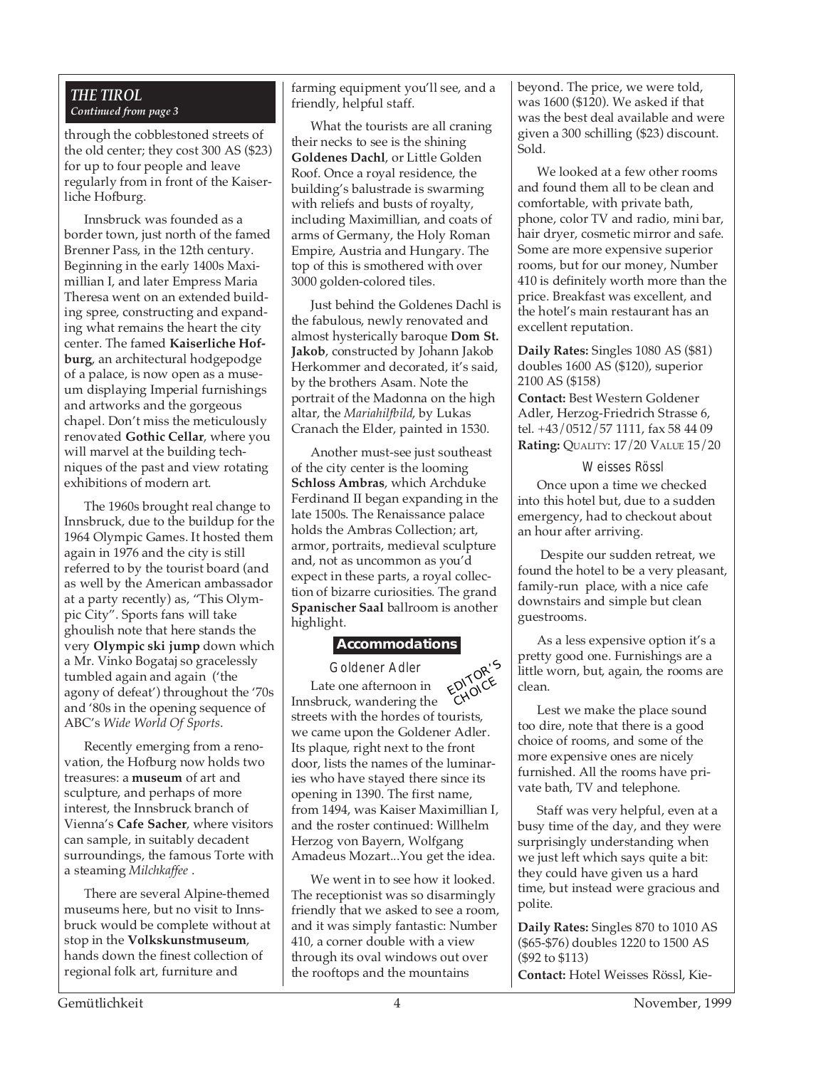## THE TIROL

*Continued from page 3*

through the cobblestoned streets of the old center; they cost 300 AS ($23) for up to four people and leave regularly from in front of the Kaiserliche Hofburg.

Innsbruck was founded as a border town, just north of the famed Brenner Pass, in the 12th century. Beginning in the early 1400s Maximillian I, and later Empress Maria Theresa went on an extended building spree, constructing and expanding what remains the heart the city center. The famed **Kaiserliche Hofburg**, an architectural hodgepodge of a palace, is now open as a museum displaying Imperial furnishings and artworks and the gorgeous chapel. Don't miss the meticulously renovated **Gothic Cellar**, where you will marvel at the building techniques of the past and view rotating exhibitions of modern art.

The 1960s brought real change to Innsbruck, due to the buildup for the 1964 Olympic Games. It hosted them again in 1976 and the city is still referred to by the tourist board (and as well by the American ambassador at a party recently) as, "This Olympic City". Sports fans will take ghoulish note that here stands the very **Olympic ski jump** down which a Mr. Vinko Bogataj so gracelessly tumbled again and again ('the agony of defeat') throughout the '70s and '80s in the opening sequence of ABC's *Wide World Of Sports*.

Recently emerging from a renovation, the Hofburg now holds two treasures: a **museum** of art and sculpture, and perhaps of more interest, the Innsbruck branch of Vienna's **Cafe Sacher**, where visitors can sample, in suitably decadent surroundings, the famous Torte with a steaming *Milchkaffee* .

There are several Alpine-themed museums here, but no visit to Innsbruck would be complete without at stop in the **Volkskunstmuseum**, hands down the finest collection of regional folk art, furniture and farming equipment you'll see, and a friendly, helpful staff.

What the tourists are all craning their necks to see is the shining **Goldenes Dachl**, or Little Golden Roof. Once a royal residence, the building's balustrade is swarming with reliefs and busts of royalty, including Maximillian, and coats of arms of Germany, the Holy Roman Empire, Austria and Hungary. The top of this is smothered with over 3000 golden-colored tiles.

Just behind the Goldenes Dachl is the fabulous, newly renovated and almost hysterically baroque **Dom St. Jakob**, constructed by Johann Jakob Herkommer and decorated, it's said, by the brothers Asam. Note the portrait of the Madonna on the high altar, the *Mariahilfbild*, by Lukas Cranach the Elder, painted in 1530.

Another must-see just southeast of the city center is the looming **Schloss Ambras**, which Archduke Ferdinand II began expanding in the late 1500s. The Renaissance palace holds the Ambras Collection; art, armor, portraits, medieval sculpture and, not as uncommon as you'd expect in these parts, a royal collection of bizarre curiosities. The grand **Spanischer Saal** ballroom is another highlight.

### Accommodations

#### Goldener Adler

EDITOR'S CHOICE

Late one afternoon in Innsbruck, wandering the streets with the hordes of tourists, we came upon the Goldener Adler. Its plaque, right next to the front door, lists the names of the luminaries who have stayed there since its opening in 1390. The first name, from 1494, was Kaiser Maximillian I, and the roster continued: Willhelm Herzog von Bayern, Wolfgang Amadeus Mozart...You get the idea.

We went in to see how it looked. The receptionist was so disarmingly friendly that we asked to see a room, and it was simply fantastic: Number 410, a corner double with a view through its oval windows out over the rooftops and the mountains beyond. The price, we were told, was 1600 ($120). We asked if that was the best deal available and were given a 300 schilling ($23) discount. Sold.

We looked at a few other rooms and found them all to be clean and comfortable, with private bath, phone, color TV and radio, mini bar, hair dryer, cosmetic mirror and safe. Some are more expensive superior rooms, but for our money, Number 410 is definitely worth more than the price. Breakfast was excellent, and the hotel's main restaurant has an excellent reputation.

**Daily Rates:** Singles 1080 AS ($81) doubles 1600 AS ($120), superior 2100 AS ($158)
**Contact:** Best Western Goldener Adler, Herzog-Friedrich Strasse 6, tel. +43/0512/57 1111, fax 58 44 09
**Rating:** QUALITY: 17/20 VALUE 15/20

#### Weisses Rössl

Once upon a time we checked into this hotel but, due to a sudden emergency, had to checkout about an hour after arriving.

Despite our sudden retreat, we found the hotel to be a very pleasant, family-run place, with a nice cafe downstairs and simple but clean guestrooms.

As a less expensive option it's a pretty good one. Furnishings are a little worn, but, again, the rooms are clean.

Lest we make the place sound too dire, note that there is a good choice of rooms, and some of the more expensive ones are nicely furnished. All the rooms have private bath, TV and telephone.

Staff was very helpful, even at a busy time of the day, and they were surprisingly understanding when we just left which says quite a bit: they could have given us a hard time, but instead were gracious and polite.

**Daily Rates:** Singles 870 to 1010 AS ($65-$76) doubles 1220 to 1500 AS ($92 to $113)
**Contact:** Hotel Weisses Rössl, Kie-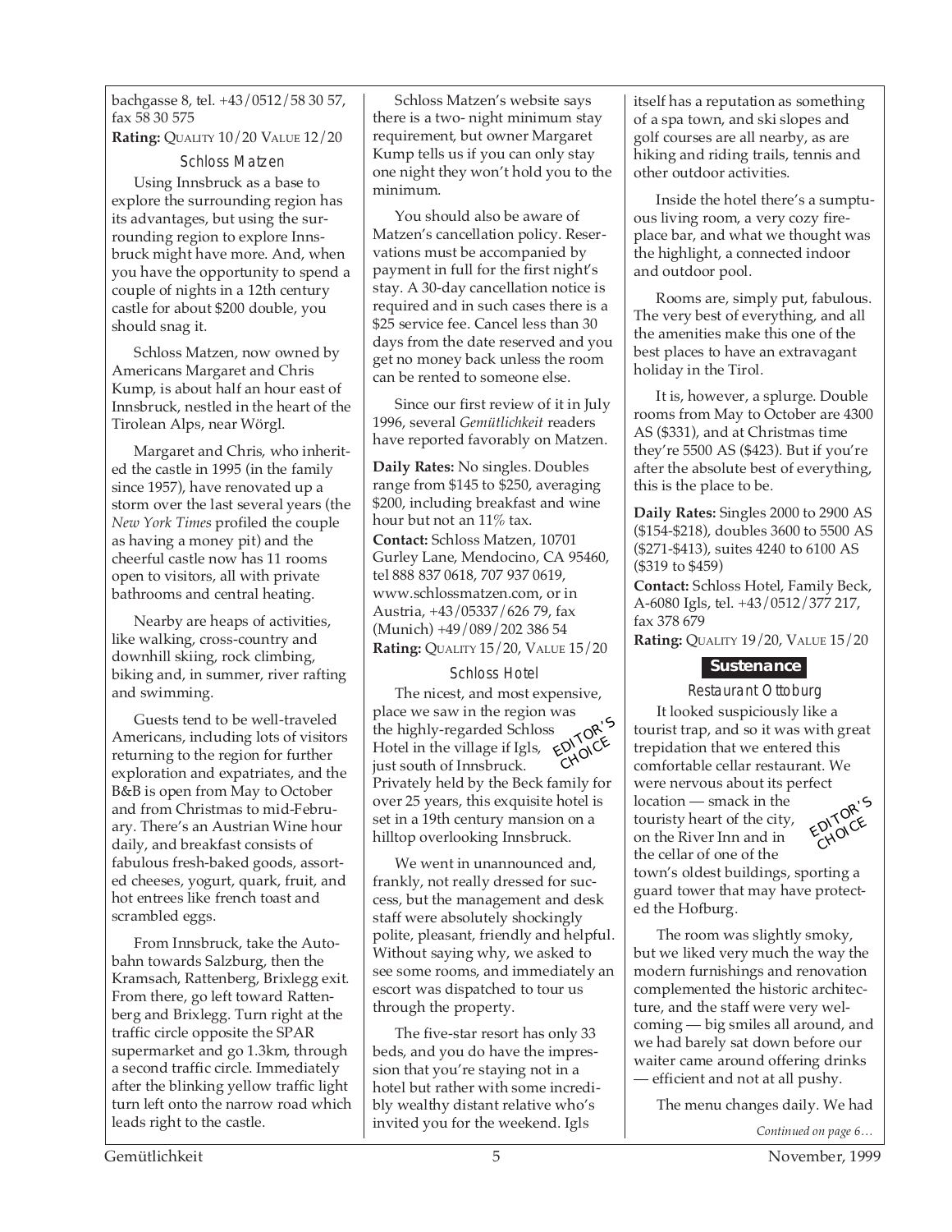bachgasse 8, tel. +43/0512/58 30 57, fax 58 30 575

**Rating:** QUALITY 10/20 VALUE 12/20

### Schloss Matzen

Using Innsbruck as a base to explore the surrounding region has its advantages, but using the surrounding region to explore Innsbruck might have more. And, when you have the opportunity to spend a couple of nights in a 12th century castle for about $200 double, you should snag it.

Schloss Matzen, now owned by Americans Margaret and Chris Kump, is about half an hour east of Innsbruck, nestled in the heart of the Tirolean Alps, near Wörgl.

Margaret and Chris, who inherited the castle in 1995 (in the family since 1957), have renovated up a storm over the last several years (the *New York Times* profiled the couple as having a money pit) and the cheerful castle now has 11 rooms open to visitors, all with private bathrooms and central heating.

Nearby are heaps of activities, like walking, cross-country and downhill skiing, rock climbing, biking and, in summer, river rafting and swimming.

Guests tend to be well-traveled Americans, including lots of visitors returning to the region for further exploration and expatriates, and the B&B is open from May to October and from Christmas to mid-February. There's an Austrian Wine hour daily, and breakfast consists of fabulous fresh-baked goods, assorted cheeses, yogurt, quark, fruit, and hot entrees like french toast and scrambled eggs.

From Innsbruck, take the Autobahn towards Salzburg, then the Kramsach, Rattenberg, Brixlegg exit. From there, go left toward Rattenberg and Brixlegg. Turn right at the traffic circle opposite the SPAR supermarket and go 1.3km, through a second traffic circle. Immediately after the blinking yellow traffic light turn left onto the narrow road which leads right to the castle.

Schloss Matzen's website says there is a two- night minimum stay requirement, but owner Margaret Kump tells us if you can only stay one night they won't hold you to the minimum.

You should also be aware of Matzen's cancellation policy. Reservations must be accompanied by payment in full for the first night's stay. A 30-day cancellation notice is required and in such cases there is a $25 service fee. Cancel less than 30 days from the date reserved and you get no money back unless the room can be rented to someone else.

Since our first review of it in July 1996, several *Gemütlichkeit* readers have reported favorably on Matzen.

**Daily Rates:** No singles. Doubles range from $145 to $250, averaging $200, including breakfast and wine hour but not an 11% tax.

**Contact:** Schloss Matzen, 10701 Gurley Lane, Mendocino, CA 95460, tel 888 837 0618, 707 937 0619, www.schlossmatzen.com, or in Austria, +43/05337/626 79, fax (Munich) +49/089/202 386 54

**Rating:** QUALITY 15/20, VALUE 15/20

### Schloss Hotel

EDITOR'S CHOICE

The nicest, and most expensive, place we saw in the region was the highly-regarded Schloss Hotel in the village if Igls, just south of Innsbruck. Privately held by the Beck family for over 25 years, this exquisite hotel is set in a 19th century mansion on a hilltop overlooking Innsbruck.

We went in unannounced and, frankly, not really dressed for success, but the management and desk staff were absolutely shockingly polite, pleasant, friendly and helpful. Without saying why, we asked to see some rooms, and immediately an escort was dispatched to tour us through the property.

The five-star resort has only 33 beds, and you do have the impression that you're staying not in a hotel but rather with some incredibly wealthy distant relative who's invited you for the weekend. Igls itself has a reputation as something of a spa town, and ski slopes and golf courses are all nearby, as are hiking and riding trails, tennis and other outdoor activities.

Inside the hotel there's a sumptuous living room, a very cozy fireplace bar, and what we thought was the highlight, a connected indoor and outdoor pool.

Rooms are, simply put, fabulous. The very best of everything, and all the amenities make this one of the best places to have an extravagant holiday in the Tirol.

It is, however, a splurge. Double rooms from May to October are 4300 AS ($331), and at Christmas time they're 5500 AS ($423). But if you're after the absolute best of everything, this is the place to be.

**Daily Rates:** Singles 2000 to 2900 AS ($154-$218), doubles 3600 to 5500 AS ($271-$413), suites 4240 to 6100 AS ($319 to $459)

**Contact:** Schloss Hotel, Family Beck, A-6080 Igls, tel. +43/0512/377 217, fax 378 679

**Rating:** QUALITY 19/20, VALUE 15/20

## Sustenance

### Restaurant Ottoburg

EDITOR'S CHOICE

It looked suspiciously like a tourist trap, and so it was with great trepidation that we entered this comfortable cellar restaurant. We were nervous about its perfect location — smack in the touristy heart of the city, on the River Inn and in the cellar of one of the town's oldest buildings, sporting a guard tower that may have protected the Hofburg.

The room was slightly smoky, but we liked very much the way the modern furnishings and renovation complemented the historic architecture, and the staff were very welcoming — big smiles all around, and we had barely sat down before our waiter came around offering drinks — efficient and not at all pushy.

The menu changes daily. We had

*Continued on page 6…*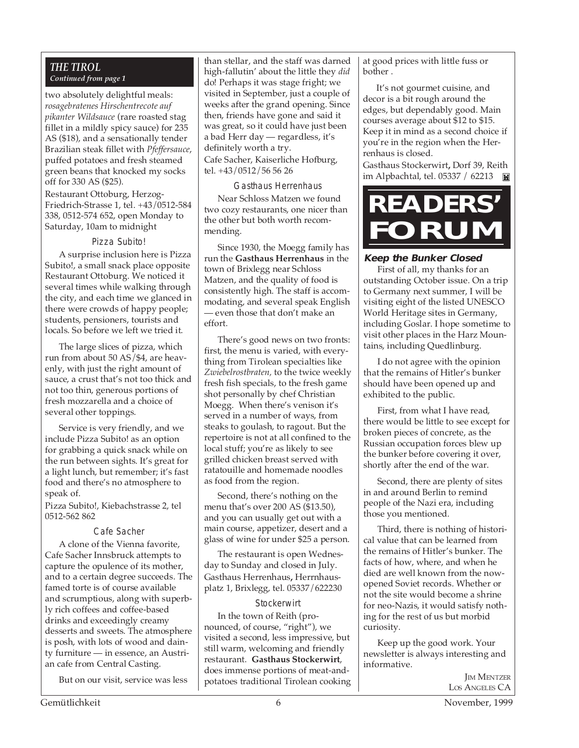## THE TIROL
*Continued from page 1*

two absolutely delightful meals: *rosagebratenes Hirschentrecote auf pikanter Wildsauce* (rare roasted stag fillet in a mildly spicy sauce) for 235 AS ($18), and a sensationally tender Brazilian steak fillet with *Pfeffersauce*, puffed potatoes and fresh steamed green beans that knocked my socks off for 330 AS ($25).

Restaurant Ottoburg, Herzog-Friedrich-Strasse 1, tel. +43/0512-584 338, 0512-574 652, open Monday to Saturday, 10am to midnight

### Pizza Subito!

A surprise inclusion here is Pizza Subito!, a small snack place opposite Restaurant Ottoburg. We noticed it several times while walking through the city, and each time we glanced in there were crowds of happy people; students, pensioners, tourists and locals. So before we left we tried it.

The large slices of pizza, which run from about 50 AS/$4, are heavenly, with just the right amount of sauce, a crust that's not too thick and not too thin, generous portions of fresh mozzarella and a choice of several other toppings.

Service is very friendly, and we include Pizza Subito! as an option for grabbing a quick snack while on the run between sights. It's great for a light lunch, but remember; it's fast food and there's no atmosphere to speak of.

Pizza Subito!, Kiebachstrasse 2, tel 0512-562 862

### Cafe Sacher

A clone of the Vienna favorite, Cafe Sacher Innsbruck attempts to capture the opulence of its mother, and to a certain degree succeeds. The famed torte is of course available and scrumptious, along with superbly rich coffees and coffee-based drinks and exceedingly creamy desserts and sweets. The atmosphere is posh, with lots of wood and dainty furniture — in essence, an Austrian cafe from Central Casting.

But on our visit, service was less than stellar, and the staff was darned high-fallutin' about the little they *did* do! Perhaps it was stage fright; we visited in September, just a couple of weeks after the grand opening. Since then, friends have gone and said it was great, so it could have just been a bad Herr day — regardless, it's definitely worth a try.

Cafe Sacher, Kaiserliche Hofburg, tel. +43/0512/56 56 26

### Gasthaus Herrenhaus

Near Schloss Matzen we found two cozy restaurants, one nicer than the other but both worth recommending.

Since 1930, the Moegg family has run the **Gasthaus Herrenhaus** in the town of Brixlegg near Schloss Matzen, and the quality of food is consistently high. The staff is accommodating, and several speak English — even those that don't make an effort.

There's good news on two fronts: first, the menu is varied, with everything from Tirolean specialties like *Zwiebelrostbraten,* to the twice weekly fresh fish specials, to the fresh game shot personally by chef Christian Moegg. When there's venison it's served in a number of ways, from steaks to goulash, to ragout. But the repertoire is not at all confined to the local stuff; you're as likely to see grilled chicken breast served with ratatouille and homemade noodles as food from the region.

Second, there's nothing on the menu that's over 200 AS ($13.50), and you can usually get out with a main course, appetizer, desert and a glass of wine for under $25 a person.

The restaurant is open Wednesday to Sunday and closed in July.

Gasthaus Herrenhaus**,** Herrnhausplatz 1, Brixlegg, tel. 05337/622230

### Stockerwirt

In the town of Reith (pronounced, of course, "right"), we visited a second, less impressive, but still warm, welcoming and friendly restaurant. **Gasthaus Stockerwirt**, does immense portions of meat-and-potatoes traditional Tirolean cooking at good prices with little fuss or bother .

It's not gourmet cuisine, and decor is a bit rough around the edges, but dependably good. Main courses average about $12 to $15. Keep it in mind as a second choice if you're in the region when the Herrenhaus is closed.

Gasthaus Stockerwirt**,** Dorf 39, Reith im Alpbachtal, tel. 05337 / 62213

# READERS' FORUM

### Keep the Bunker Closed

First of all, my thanks for an outstanding October issue. On a trip to Germany next summer, I will be visiting eight of the listed UNESCO World Heritage sites in Germany, including Goslar. I hope sometime to visit other places in the Harz Mountains, including Quedlinburg.

I do not agree with the opinion that the remains of Hitler's bunker should have been opened up and exhibited to the public.

First, from what I have read, there would be little to see except for broken pieces of concrete, as the Russian occupation forces blew up the bunker before covering it over, shortly after the end of the war.

Second, there are plenty of sites in and around Berlin to remind people of the Nazi era, including those you mentioned.

Third, there is nothing of historical value that can be learned from the remains of Hitler's bunker. The facts of how, where, and when he died are well known from the now-opened Soviet records. Whether or not the site would become a shrine for neo-Nazis, it would satisfy nothing for the rest of us but morbid curiosity.

Keep up the good work. Your newsletter is always interesting and informative.

JIM MENTZER
LOS ANGELES CA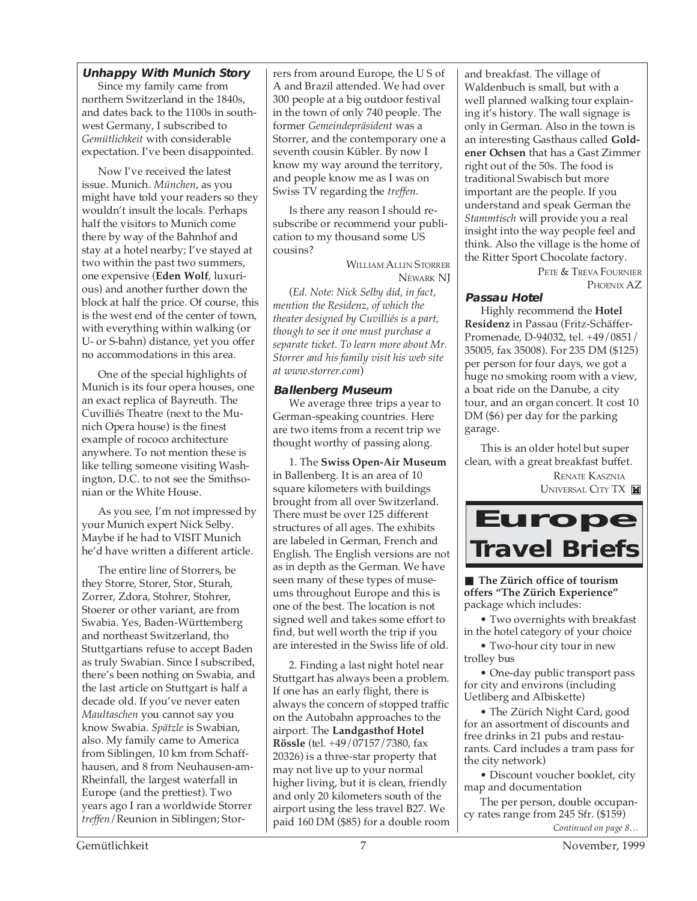### Unhappy With Munich Story

Since my family came from northern Switzerland in the 1840s, and dates back to the 1100s in southwest Germany, I subscribed to *Gemütlichkeit* with considerable expectation. I've been disappointed.

Now I've received the latest issue. Munich. *München*, as you might have told your readers so they wouldn't insult the locals. Perhaps half the visitors to Munich come there by way of the Bahnhof and stay at a hotel nearby; I've stayed at two within the past two summers, one expensive (**Eden Wolf**, luxurious) and another further down the block at half the price. Of course, this is the west end of the center of town, with everything within walking (or U- or S-bahn) distance, yet you offer no accommodations in this area.

One of the special highlights of Munich is its four opera houses, one an exact replica of Bayreuth. The Cuvilliés Theatre (next to the Munich Opera house) is the finest example of rococo architecture anywhere. To not mention these is like telling someone visiting Washington, D.C. to not see the Smithsonian or the White House.

As you see, I'm not impressed by your Munich expert Nick Selby. Maybe if he had to VISIT Munich he'd have written a different article.

The entire line of Storrers, be they Storre, Storer, Stor, Sturah, Zorrer, Zdora, Stohrer, Stohrer, Stoerer or other variant, are from Swabia. Yes, Baden-Württemberg and northeast Switzerland, tho Stuttgartians refuse to accept Baden as truly Swabian. Since I subscribed, there's been nothing on Swabia, and the last article on Stuttgart is half a decade old. If you've never eaten *Maultaschen* you cannot say you know Swabia. *Spätzle* is Swabian, also. My family came to America from Siblingen, 10 km from Schaffhausen, and 8 from Neuhausen-am-Rheinfall, the largest waterfall in Europe (and the prettiest). Two years ago I ran a worldwide Storrer *treffen*/Reunion in Siblingen; Storrers from around Europe, the U S of A and Brazil attended. We had over 300 people at a big outdoor festival in the town of only 740 people. The former *Gemeindepräsident* was a Storrer, and the contemporary one a seventh cousin Kübler. By now I know my way around the territory, and people know me as I was on Swiss TV regarding the *treffen*.

Is there any reason I should re-subscribe or recommend your publication to my thousand some US cousins?

William Allin Storrer
Newark NJ

(*Ed. Note: Nick Selby did, in fact, mention the Residenz, of which the theater designed by Cuvilliés is a part, though to see it one must purchase a separate ticket. To learn more about Mr. Storrer and his family visit his web site at www.storrer.com*)

### Ballenberg Museum

We average three trips a year to German-speaking countries. Here are two items from a recent trip we thought worthy of passing along.

1. The **Swiss Open-Air Museum** in Ballenberg. It is an area of 10 square kilometers with buildings brought from all over Switzerland. There must be over 125 different structures of all ages. The exhibits are labeled in German, French and English. The English versions are not as in depth as the German. We have seen many of these types of museums throughout Europe and this is one of the best. The location is not signed well and takes some effort to find, but well worth the trip if you are interested in the Swiss life of old.

2. Finding a last night hotel near Stuttgart has always been a problem. If one has an early flight, there is always the concern of stopped traffic on the Autobahn approaches to the airport. The **Landgasthof Hotel Rössle** (tel. +49/07157/7380, fax 20326) is a three-star property that may not live up to your normal higher living, but it is clean, friendly and only 20 kilometers south of the airport using the less travel B27. We paid 160 DM ($85) for a double room and breakfast. The village of Waldenbuch is small, but with a well planned walking tour explaining it's history. The wall signage is only in German. Also in the town is an interesting Gasthaus called **Goldener Ochsen** that has a Gast Zimmer right out of the 50s. The food is traditional Swabisch but more important are the people. If you understand and speak German the *Stammtisch* will provide you a real insight into the way people feel and think. Also the village is the home of the Ritter Sport Chocolate factory.

Pete & Treva Fournier
Phoenix AZ

### Passau Hotel

Highly recommend the **Hotel Residenz** in Passau (Fritz-Schäffer-Promenade, D-94032, tel. +49/0851/35005, fax 35008). For 235 DM ($125) per person for four days, we got a huge no smoking room with a view, a boat ride on the Danube, a city tour, and an organ concert. It cost 10 DM ($6) per day for the parking garage.

This is an older hotel but super clean, with a great breakfast buffet.

Renate Kasznia
Universal City TX

## Europe Travel Briefs

■ **The Zürich office of tourism offers "The Zürich Experience"** package which includes:

- Two overnights with breakfast in the hotel category of your choice
- Two-hour city tour in new trolley bus
- One-day public transport pass for city and environs (including Uetliberg and Albiskette)
- The Zürich Night Card, good for an assortment of discounts and free drinks in 21 pubs and restaurants. Card includes a tram pass for the city network)
- Discount voucher booklet, city map and documentation

The per person, double occupancy rates range from 245 Sfr. ($159)

*Continued on page 8…*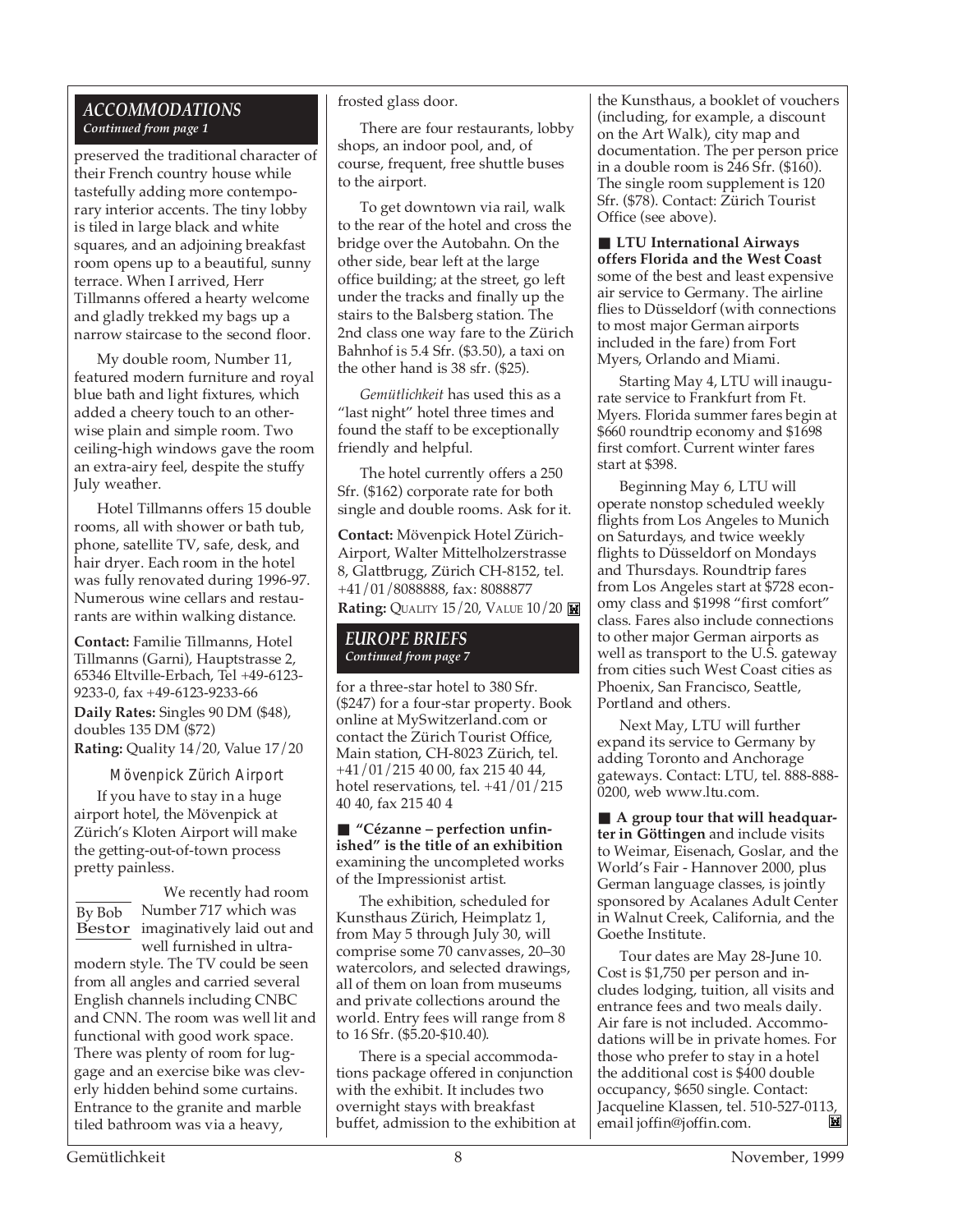## ACCOMMODATIONS
*Continued from page 1*

preserved the traditional character of their French country house while tastefully adding more contemporary interior accents. The tiny lobby is tiled in large black and white squares, and an adjoining breakfast room opens up to a beautiful, sunny terrace. When I arrived, Herr Tillmanns offered a hearty welcome and gladly trekked my bags up a narrow staircase to the second floor.

My double room, Number 11, featured modern furniture and royal blue bath and light fixtures, which added a cheery touch to an otherwise plain and simple room. Two ceiling-high windows gave the room an extra-airy feel, despite the stuffy July weather.

Hotel Tillmanns offers 15 double rooms, all with shower or bath tub, phone, satellite TV, safe, desk, and hair dryer. Each room in the hotel was fully renovated during 1996-97. Numerous wine cellars and restaurants are within walking distance.

**Contact:** Familie Tillmanns, Hotel Tillmanns (Garni), Hauptstrasse 2, 65346 Eltville-Erbach, Tel +49-6123-9233-0, fax +49-6123-9233-66

**Daily Rates:** Singles 90 DM ($48), doubles 135 DM ($72)

**Rating:** Quality 14/20, Value 17/20

### Mövenpick Zürich Airport

If you have to stay in a huge airport hotel, the Mövenpick at Zürich's Kloten Airport will make the getting-out-of-town process pretty painless.

By Bob Bestor

We recently had room Number 717 which was imaginatively laid out and well furnished in ultra-modern style. The TV could be seen from all angles and carried several English channels including CNBC and CNN. The room was well lit and functional with good work space. There was plenty of room for luggage and an exercise bike was cleverly hidden behind some curtains. Entrance to the granite and marble tiled bathroom was via a heavy, frosted glass door.

There are four restaurants, lobby shops, an indoor pool, and, of course, frequent, free shuttle buses to the airport.

To get downtown via rail, walk to the rear of the hotel and cross the bridge over the Autobahn. On the other side, bear left at the large office building; at the street, go left under the tracks and finally up the stairs to the Balsberg station. The 2nd class one way fare to the Zürich Bahnhof is 5.4 Sfr. ($3.50), a taxi on the other hand is 38 sfr. ($25).

*Gemütlichkeit* has used this as a "last night" hotel three times and found the staff to be exceptionally friendly and helpful.

The hotel currently offers a 250 Sfr. ($162) corporate rate for both single and double rooms. Ask for it.

**Contact:** Mövenpick Hotel Zürich-Airport, Walter Mittelholzerstrasse 8, Glattbrugg, Zürich CH-8152, tel. +41/01/8088888, fax: 8088877

**Rating:** Quality 15/20, Value 10/20

## EUROPE BRIEFS
*Continued from page 7*

for a three-star hotel to 380 Sfr. ($247) for a four-star property. Book online at MySwitzerland.com or contact the Zürich Tourist Office, Main station, CH-8023 Zürich, tel. +41/01/215 40 00, fax 215 40 44, hotel reservations, tel. +41/01/215 40 40, fax 215 40 4

■ **"Cézanne – perfection unfinished" is the title of an exhibition** examining the uncompleted works of the Impressionist artist.

The exhibition, scheduled for Kunsthaus Zürich, Heimplatz 1, from May 5 through July 30, will comprise some 70 canvasses, 20–30 watercolors, and selected drawings, all of them on loan from museums and private collections around the world. Entry fees will range from 8 to 16 Sfr. ($5.20-$10.40).

There is a special accommodations package offered in conjunction with the exhibit. It includes two overnight stays with breakfast buffet, admission to the exhibition at the Kunsthaus, a booklet of vouchers (including, for example, a discount on the Art Walk), city map and documentation. The per person price in a double room is 246 Sfr. ($160). The single room supplement is 120 Sfr. ($78). Contact: Zürich Tourist Office (see above).

■ **LTU International Airways offers Florida and the West Coast** some of the best and least expensive air service to Germany. The airline flies to Düsseldorf (with connections to most major German airports included in the fare) from Fort Myers, Orlando and Miami.

Starting May 4, LTU will inaugurate service to Frankfurt from Ft. Myers. Florida summer fares begin at $660 roundtrip economy and $1698 first comfort. Current winter fares start at $398.

Beginning May 6, LTU will operate nonstop scheduled weekly flights from Los Angeles to Munich on Saturdays, and twice weekly flights to Düsseldorf on Mondays and Thursdays. Roundtrip fares from Los Angeles start at $728 economy class and $1998 "first comfort" class. Fares also include connections to other major German airports as well as transport to the U.S. gateway from cities such West Coast cities as Phoenix, San Francisco, Seattle, Portland and others.

Next May, LTU will further expand its service to Germany by adding Toronto and Anchorage gateways. Contact: LTU, tel. 888-888-0200, web www.ltu.com.

■ **A group tour that will headquarter in Göttingen** and include visits to Weimar, Eisenach, Goslar, and the World's Fair - Hannover 2000, plus German language classes, is jointly sponsored by Acalanes Adult Center in Walnut Creek, California, and the Goethe Institute.

Tour dates are May 28-June 10. Cost is $1,750 per person and includes lodging, tuition, all visits and entrance fees and two meals daily. Air fare is not included. Accommodations will be in private homes. For those who prefer to stay in a hotel the additional cost is $400 double occupancy, $650 single. Contact: Jacqueline Klassen, tel. 510-527-0113, email joffin@joffin.com.